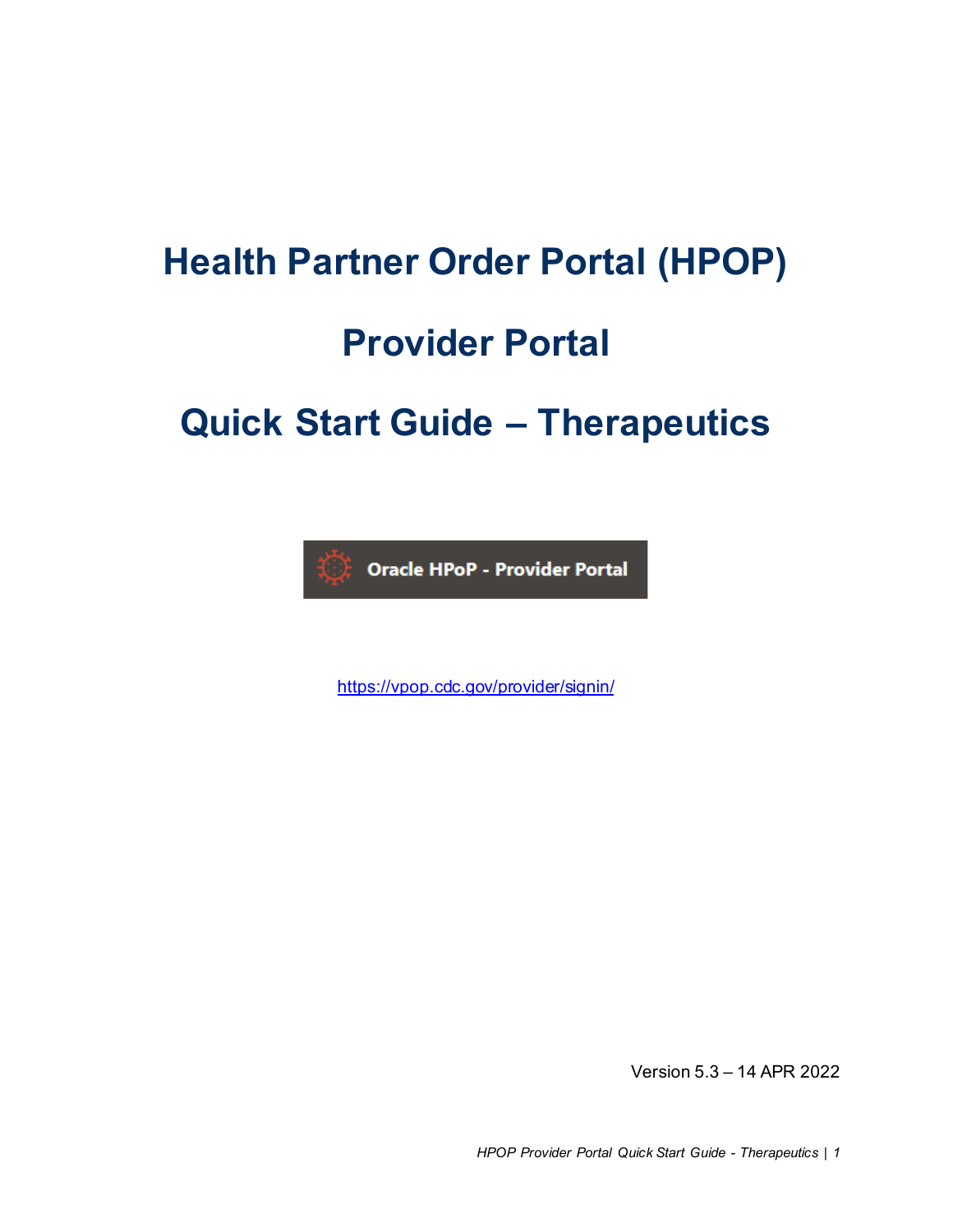# Health Partner Order Portal (HPOP)

# Provider Portal

# Quick Start Guide – Therapeutics

Oracle HPoP - Provider Portal

https://vpop.cdc.gov/provider/signin/

Version 5.3 – 14 APR 2022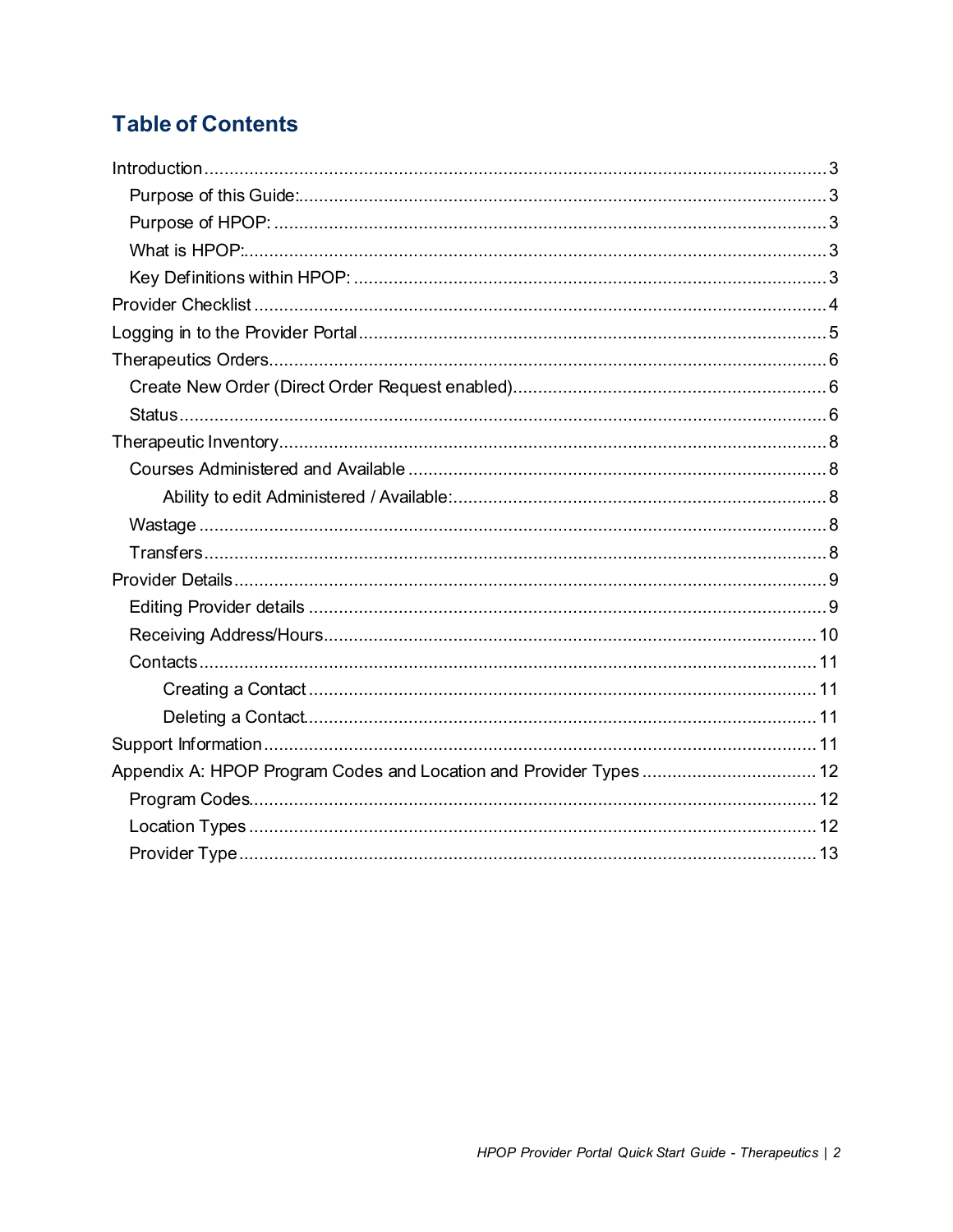## Table of Contents

- Introduction ..... 3
  - Purpose of this Guide: ..... 3
  - Purpose of HPOP: ..... 3
  - What is HPOP: ..... 3
  - Key Definitions within HPOP: ..... 3
- Provider Checklist ..... 4
- Logging in to the Provider Portal ..... 5
- Therapeutics Orders ..... 6
  - Create New Order (Direct Order Request enabled) ..... 6
  - Status ..... 6
- Therapeutic Inventory ..... 8
  - Courses Administered and Available ..... 8
    - Ability to edit Administered / Available: ..... 8
  - Wastage ..... 8
  - Transfers ..... 8
- Provider Details ..... 9
  - Editing Provider details ..... 9
  - Receiving Address/Hours ..... 10
  - Contacts ..... 11
    - Creating a Contact ..... 11
    - Deleting a Contact ..... 11
- Support Information ..... 11
- Appendix A: HPOP Program Codes and Location and Provider Types ..... 12
  - Program Codes ..... 12
  - Location Types ..... 12
  - Provider Type ..... 13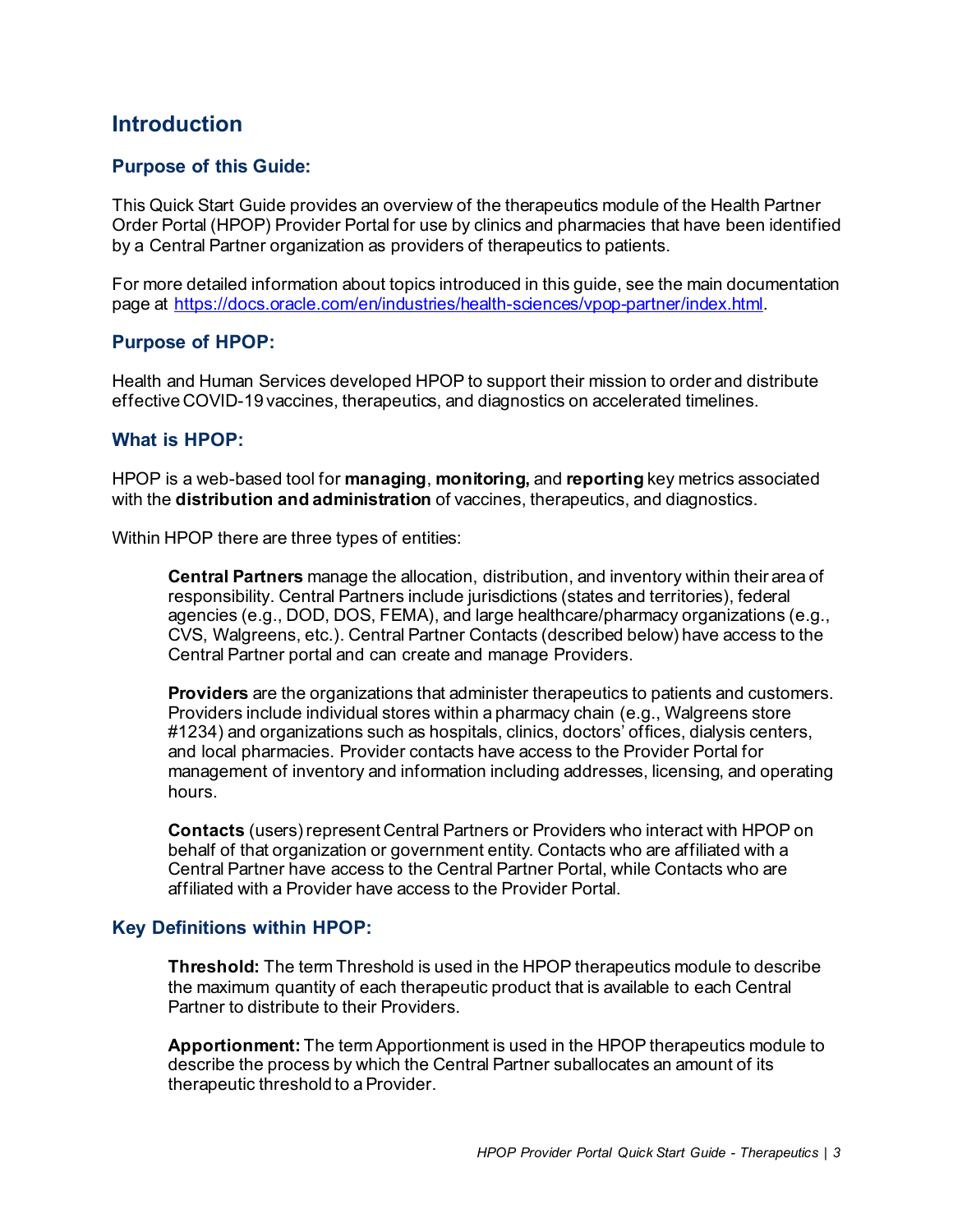# Introduction

## Purpose of this Guide:

This Quick Start Guide provides an overview of the therapeutics module of the Health Partner Order Portal (HPOP) Provider Portal for use by clinics and pharmacies that have been identified by a Central Partner organization as providers of therapeutics to patients.

For more detailed information about topics introduced in this guide, see the main documentation page at https://docs.oracle.com/en/industries/health-sciences/vpop-partner/index.html.

## Purpose of HPOP:

Health and Human Services developed HPOP to support their mission to order and distribute effective COVID-19 vaccines, therapeutics, and diagnostics on accelerated timelines.

## What is HPOP:

HPOP is a web-based tool for **managing**, **monitoring,** and **reporting** key metrics associated with the **distribution and administration** of vaccines, therapeutics, and diagnostics.

Within HPOP there are three types of entities:

> **Central Partners** manage the allocation, distribution, and inventory within their area of responsibility. Central Partners include jurisdictions (states and territories), federal agencies (e.g., DOD, DOS, FEMA), and large healthcare/pharmacy organizations (e.g., CVS, Walgreens, etc.). Central Partner Contacts (described below) have access to the Central Partner portal and can create and manage Providers.
>
> **Providers** are the organizations that administer therapeutics to patients and customers. Providers include individual stores within a pharmacy chain (e.g., Walgreens store #1234) and organizations such as hospitals, clinics, doctors' offices, dialysis centers, and local pharmacies. Provider contacts have access to the Provider Portal for management of inventory and information including addresses, licensing, and operating hours.
>
> **Contacts** (users) represent Central Partners or Providers who interact with HPOP on behalf of that organization or government entity. Contacts who are affiliated with a Central Partner have access to the Central Partner Portal, while Contacts who are affiliated with a Provider have access to the Provider Portal.

## Key Definitions within HPOP:

> **Threshold:** The term Threshold is used in the HPOP therapeutics module to describe the maximum quantity of each therapeutic product that is available to each Central Partner to distribute to their Providers.
>
> **Apportionment:** The term Apportionment is used in the HPOP therapeutics module to describe the process by which the Central Partner suballocates an amount of its therapeutic threshold to a Provider.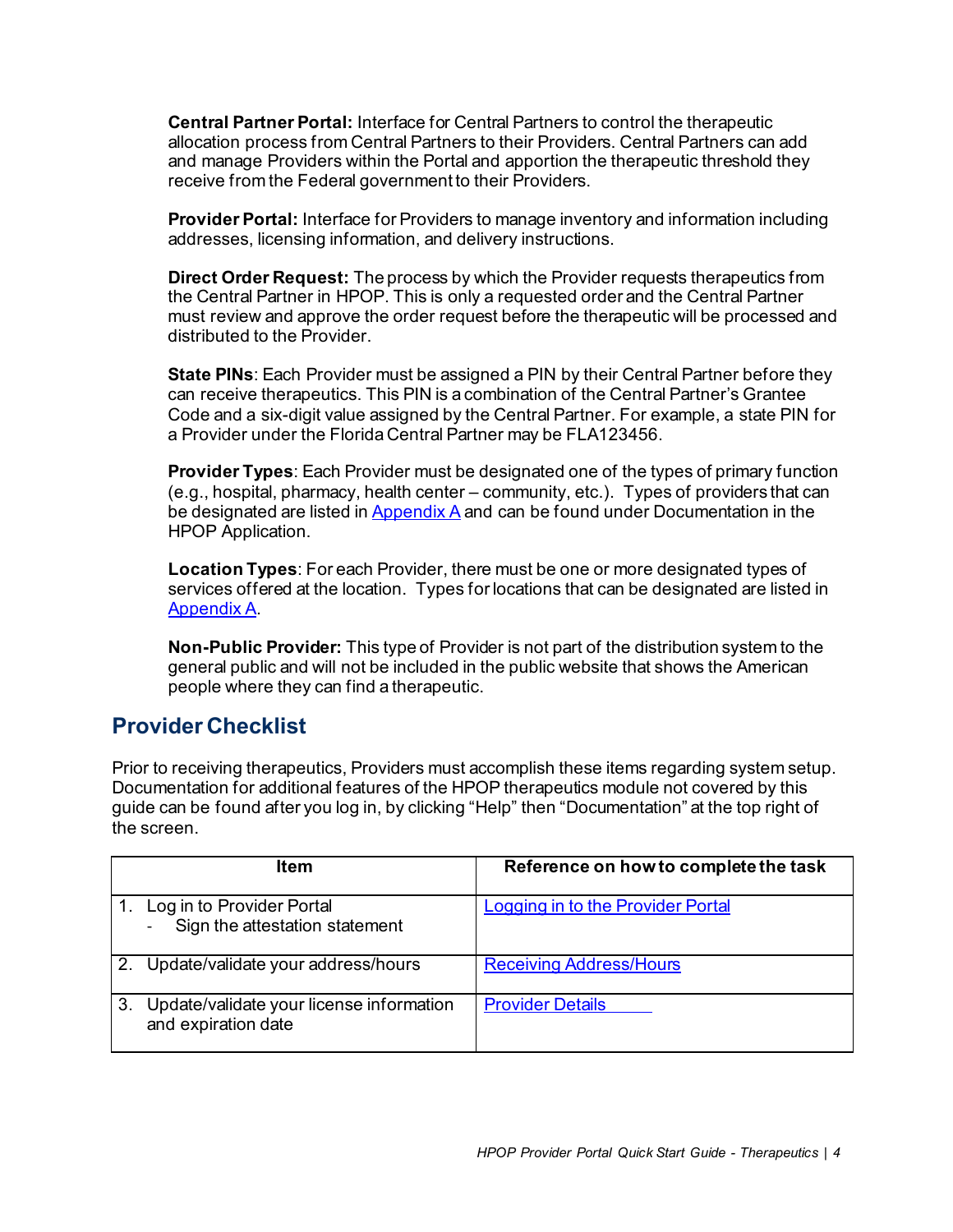**Central Partner Portal:** Interface for Central Partners to control the therapeutic allocation process from Central Partners to their Providers. Central Partners can add and manage Providers within the Portal and apportion the therapeutic threshold they receive from the Federal government to their Providers.

**Provider Portal:** Interface for Providers to manage inventory and information including addresses, licensing information, and delivery instructions.

**Direct Order Request:** The process by which the Provider requests therapeutics from the Central Partner in HPOP. This is only a requested order and the Central Partner must review and approve the order request before the therapeutic will be processed and distributed to the Provider.

**State PINs**: Each Provider must be assigned a PIN by their Central Partner before they can receive therapeutics. This PIN is a combination of the Central Partner's Grantee Code and a six-digit value assigned by the Central Partner. For example, a state PIN for a Provider under the Florida Central Partner may be FLA123456.

**Provider Types**: Each Provider must be designated one of the types of primary function (e.g., hospital, pharmacy, health center – community, etc.). Types of providers that can be designated are listed in Appendix A and can be found under Documentation in the HPOP Application.

**Location Types**: For each Provider, there must be one or more designated types of services offered at the location. Types for locations that can be designated are listed in Appendix A.

**Non-Public Provider:** This type of Provider is not part of the distribution system to the general public and will not be included in the public website that shows the American people where they can find a therapeutic.

## Provider Checklist

Prior to receiving therapeutics, Providers must accomplish these items regarding system setup. Documentation for additional features of the HPOP therapeutics module not covered by this guide can be found after you log in, by clicking "Help" then "Documentation" at the top right of the screen.

| Item | Reference on how to complete the task |
|---|---|
| 1. Log in to Provider Portal<br>- Sign the attestation statement | Logging in to the Provider Portal |
| 2. Update/validate your address/hours | Receiving Address/Hours |
| 3. Update/validate your license information and expiration date | Provider Details |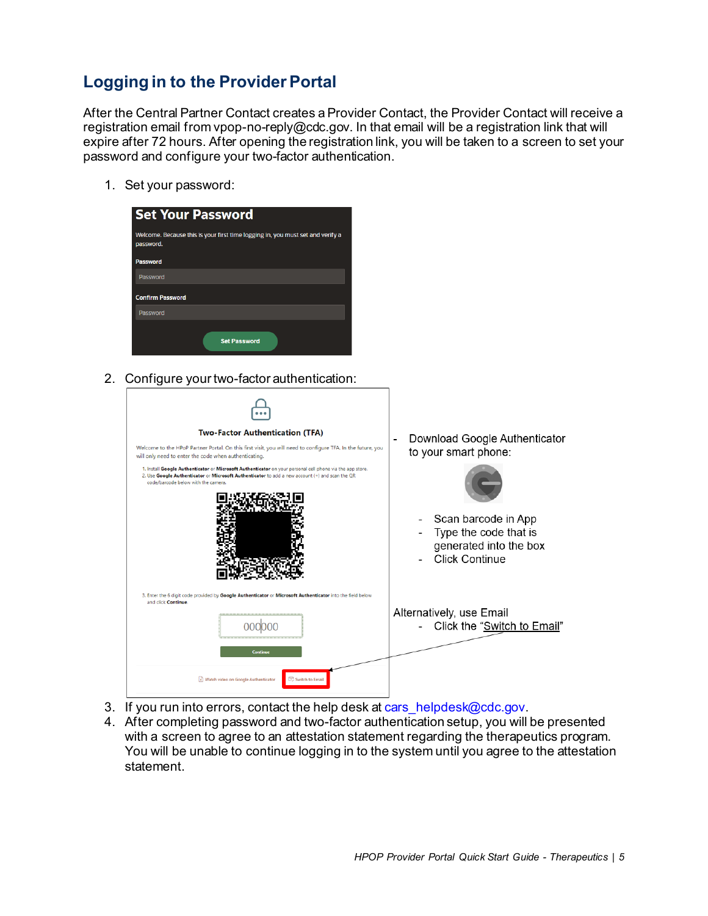## Logging in to the Provider Portal

After the Central Partner Contact creates a Provider Contact, the Provider Contact will receive a registration email from vpop-no-reply@cdc.gov. In that email will be a registration link that will expire after 72 hours. After opening the registration link, you will be taken to a screen to set your password and configure your two-factor authentication.

1. Set your password:

   **Set Your Password**

   Welcome. Because this is your first time logging in, you must set and verify a password.

   **Password**

   Password

   **Confirm Password**

   Password

   Set Password

2. Configure your two-factor authentication:

   **Two-Factor Authentication (TFA)**

   Welcome to the HPoP Partner Portal. On this first visit, you will need to configure TFA. In the future, you will only need to enter the code when authenticating.

   1. Install **Google Authenticator** or **Microsoft Authenticator** on your personal cell phone via the app store.
   2. Use **Google Authenticator** or **Microsoft Authenticator** to add a new account (+) and scan the QR code/barcode below with the camera.
   3. Enter the 6 digit code provided by **Google Authenticator** or **Microsoft Authenticator** into the field below and click **Continue**

   000000

   Continue

   Watch video on Google Authenticator

   Switch to Email

   - Download Google Authenticator to your smart phone:
     - Scan barcode in App
     - Type the code that is generated into the box
     - Click Continue

   Alternatively, use Email
   - Click the "Switch to Email"

3. If you run into errors, contact the help desk at cars_helpdesk@cdc.gov.
4. After completing password and two-factor authentication setup, you will be presented with a screen to agree to an attestation statement regarding the therapeutics program. You will be unable to continue logging in to the system until you agree to the attestation statement.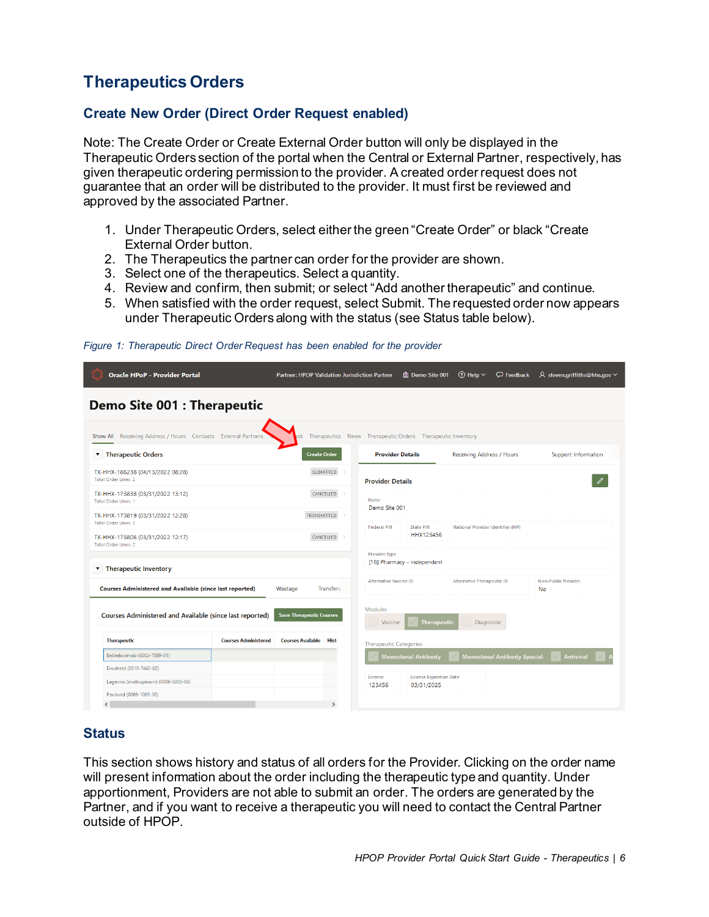# Therapeutics Orders

## Create New Order (Direct Order Request enabled)

Note: The Create Order or Create External Order button will only be displayed in the Therapeutic Orders section of the portal when the Central or External Partner, respectively, has given therapeutic ordering permission to the provider. A created order request does not guarantee that an order will be distributed to the provider. It must first be reviewed and approved by the associated Partner.

1. Under Therapeutic Orders, select either the green "Create Order" or black "Create External Order button.
2. The Therapeutics the partner can order for the provider are shown.
3. Select one of the therapeutics. Select a quantity.
4. Review and confirm, then submit; or select "Add another therapeutic" and continue.
5. When satisfied with the order request, select Submit. The requested order now appears under Therapeutic Orders along with the status (see Status table below).

*Figure 1: Therapeutic Direct Order Request has been enabled for the provider*

## Status

This section shows history and status of all orders for the Provider. Clicking on the order name will present information about the order including the therapeutic type and quantity. Under apportionment, Providers are not able to submit an order. The orders are generated by the Partner, and if you want to receive a therapeutic you will need to contact the Central Partner outside of HPOP.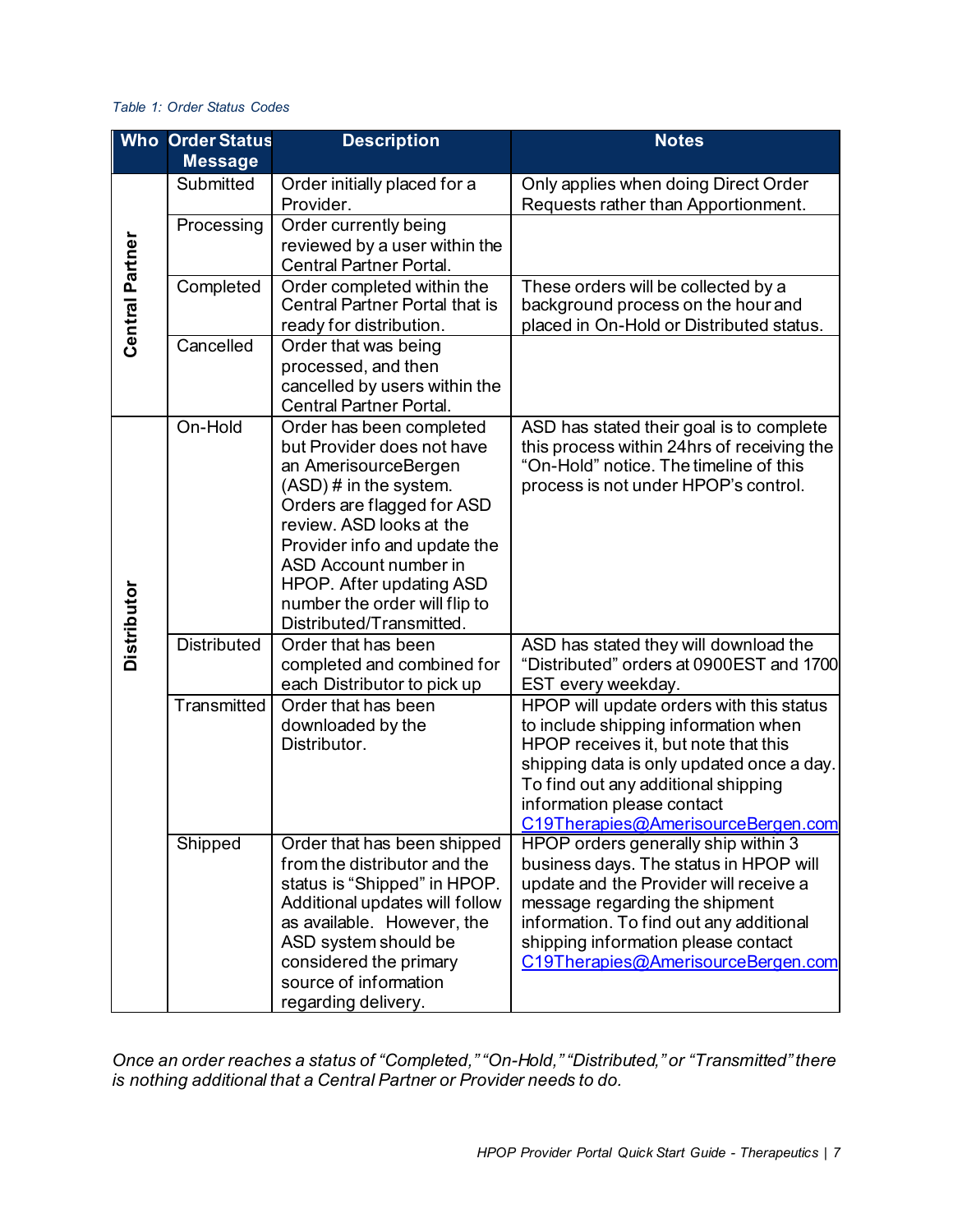*Table 1: Order Status Codes*

| Who | Order Status Message | Description | Notes |
|---|---|---|---|
| Central Partner | Submitted | Order initially placed for a Provider. | Only applies when doing Direct Order Requests rather than Apportionment. |
| | Processing | Order currently being reviewed by a user within the Central Partner Portal. | |
| | Completed | Order completed within the Central Partner Portal that is ready for distribution. | These orders will be collected by a background process on the hour and placed in On-Hold or Distributed status. |
| | Cancelled | Order that was being processed, and then cancelled by users within the Central Partner Portal. | |
| Distributor | On-Hold | Order has been completed but Provider does not have an AmerisourceBergen (ASD) # in the system. Orders are flagged for ASD review. ASD looks at the Provider info and update the ASD Account number in HPOP. After updating ASD number the order will flip to Distributed/Transmitted. | ASD has stated their goal is to complete this process within 24hrs of receiving the “On-Hold” notice. The timeline of this process is not under HPOP’s control. |
| | Distributed | Order that has been completed and combined for each Distributor to pick up | ASD has stated they will download the “Distributed” orders at 0900EST and 1700 EST every weekday. |
| | Transmitted | Order that has been downloaded by the Distributor. | HPOP will update orders with this status to include shipping information when HPOP receives it, but note that this shipping data is only updated once a day. To find out any additional shipping information please contact C19Therapies@AmerisourceBergen.com |
| | Shipped | Order that has been shipped from the distributor and the status is “Shipped” in HPOP. Additional updates will follow as available. However, the ASD system should be considered the primary source of information regarding delivery. | HPOP orders generally ship within 3 business days. The status in HPOP will update and the Provider will receive a message regarding the shipment information. To find out any additional shipping information please contact C19Therapies@AmerisourceBergen.com |

*Once an order reaches a status of “Completed,” “On-Hold,” “Distributed,” or “Transmitted” there is nothing additional that a Central Partner or Provider needs to do.*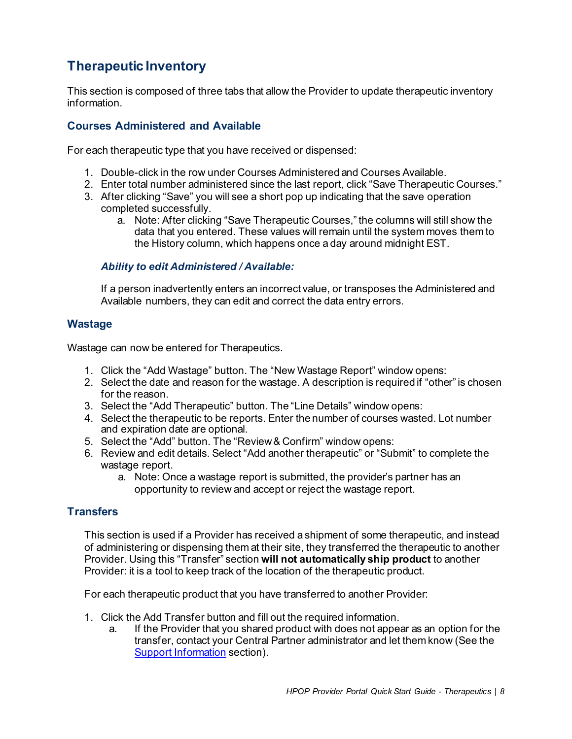## Therapeutic Inventory

This section is composed of three tabs that allow the Provider to update therapeutic inventory information.

### Courses Administered and Available

For each therapeutic type that you have received or dispensed:

1. Double-click in the row under Courses Administered and Courses Available.
2. Enter total number administered since the last report, click "Save Therapeutic Courses."
3. After clicking "Save" you will see a short pop up indicating that the save operation completed successfully.
   a. Note: After clicking "Save Therapeutic Courses," the columns will still show the data that you entered. These values will remain until the system moves them to the History column, which happens once a day around midnight EST.

***Ability to edit Administered / Available:***

If a person inadvertently enters an incorrect value, or transposes the Administered and Available numbers, they can edit and correct the data entry errors.

### Wastage

Wastage can now be entered for Therapeutics.

1. Click the "Add Wastage" button. The "New Wastage Report" window opens:
2. Select the date and reason for the wastage. A description is required if "other" is chosen for the reason.
3. Select the "Add Therapeutic" button. The "Line Details" window opens:
4. Select the therapeutic to be reports. Enter the number of courses wasted. Lot number and expiration date are optional.
5. Select the "Add" button. The "Review & Confirm" window opens:
6. Review and edit details. Select "Add another therapeutic" or "Submit" to complete the wastage report.
   a. Note: Once a wastage report is submitted, the provider's partner has an opportunity to review and accept or reject the wastage report.

### Transfers

This section is used if a Provider has received a shipment of some therapeutic, and instead of administering or dispensing them at their site, they transferred the therapeutic to another Provider. Using this "Transfer" section **will not automatically ship product** to another Provider: it is a tool to keep track of the location of the therapeutic product.

For each therapeutic product that you have transferred to another Provider:

1. Click the Add Transfer button and fill out the required information.
   a. If the Provider that you shared product with does not appear as an option for the transfer, contact your Central Partner administrator and let them know (See the Support Information section).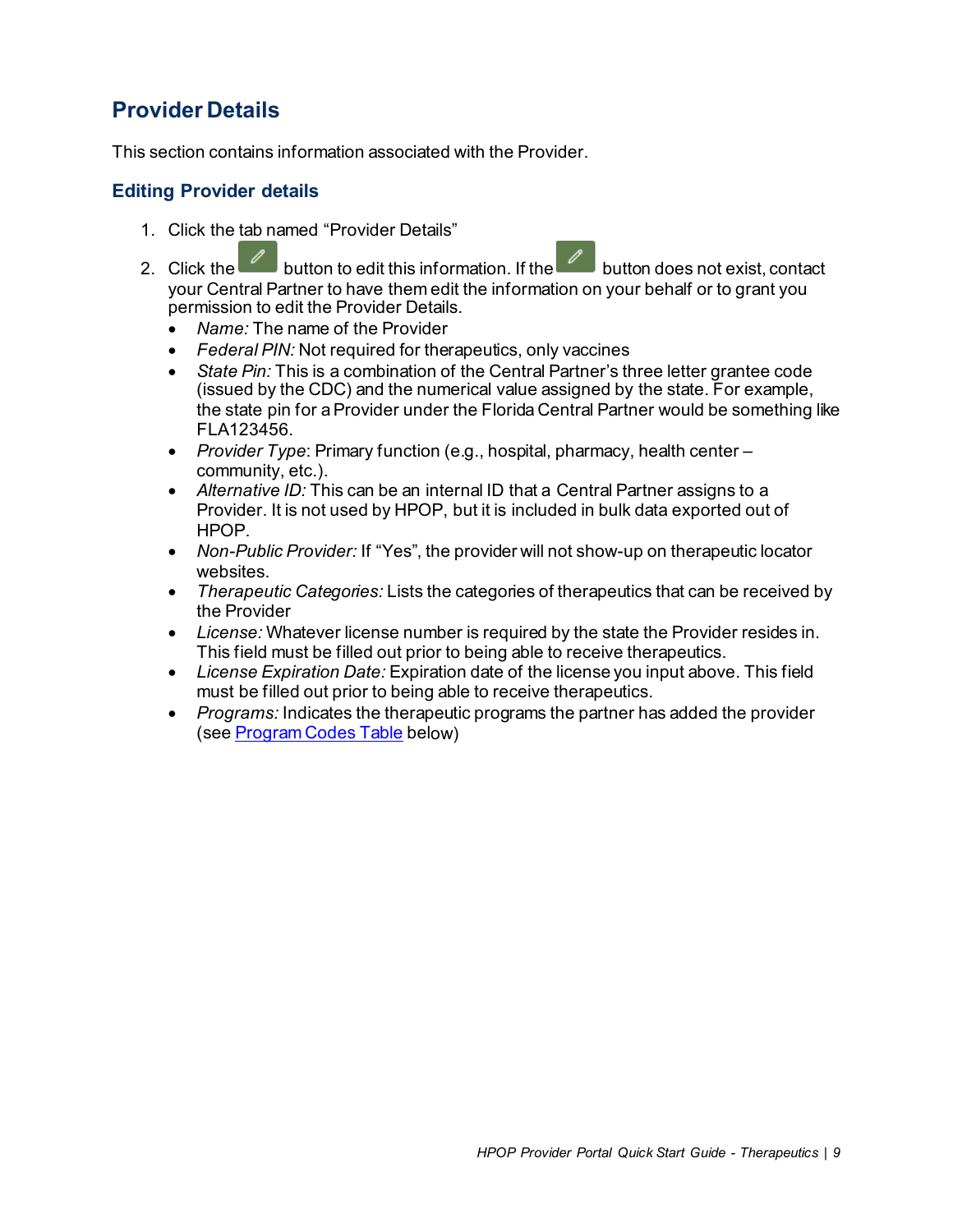## Provider Details

This section contains information associated with the Provider.

### Editing Provider details

1. Click the tab named "Provider Details"
2. Click the button to edit this information. If the button does not exist, contact your Central Partner to have them edit the information on your behalf or to grant you permission to edit the Provider Details.
   - *Name:* The name of the Provider
   - *Federal PIN:* Not required for therapeutics, only vaccines
   - *State Pin:* This is a combination of the Central Partner's three letter grantee code (issued by the CDC) and the numerical value assigned by the state. For example, the state pin for a Provider under the Florida Central Partner would be something like FLA123456.
   - *Provider Type*: Primary function (e.g., hospital, pharmacy, health center – community, etc.).
   - *Alternative ID:* This can be an internal ID that a Central Partner assigns to a Provider. It is not used by HPOP, but it is included in bulk data exported out of HPOP.
   - *Non-Public Provider:* If "Yes", the provider will not show-up on therapeutic locator websites.
   - *Therapeutic Categories:* Lists the categories of therapeutics that can be received by the Provider
   - *License:* Whatever license number is required by the state the Provider resides in. This field must be filled out prior to being able to receive therapeutics.
   - *License Expiration Date:* Expiration date of the license you input above. This field must be filled out prior to being able to receive therapeutics.
   - *Programs:* Indicates the therapeutic programs the partner has added the provider (see Program Codes Table below)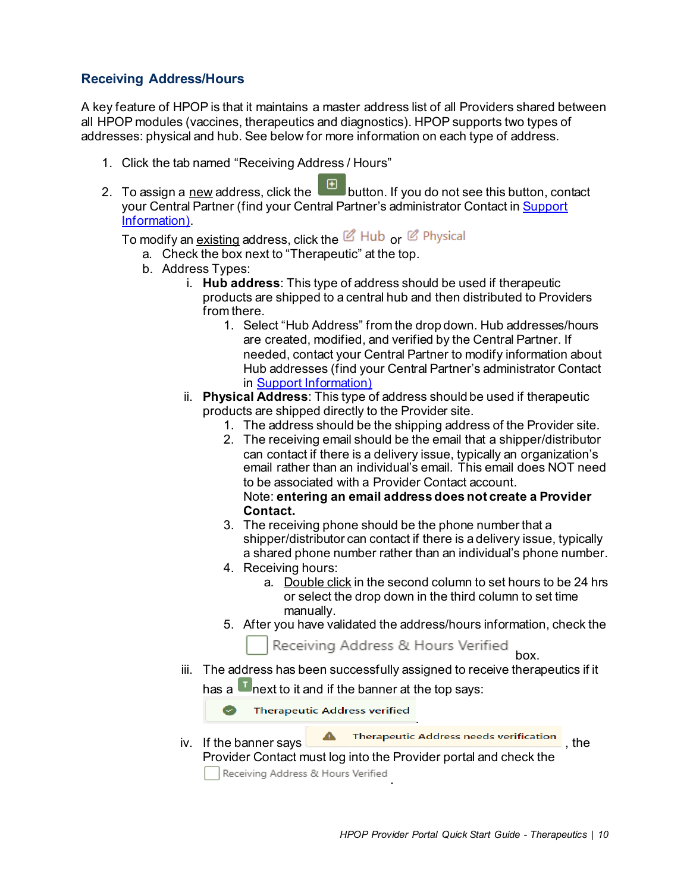## Receiving Address/Hours

A key feature of HPOP is that it maintains a master address list of all Providers shared between all HPOP modules (vaccines, therapeutics and diagnostics). HPOP supports two types of addresses: physical and hub. See below for more information on each type of address.

1. Click the tab named "Receiving Address / Hours"
2. To assign a new address, click the ⊞ button. If you do not see this button, contact your Central Partner (find your Central Partner's administrator Contact in Support Information).

   To modify an existing address, click the ✎ Hub or ✎ Physical

   a. Check the box next to "Therapeutic" at the top.
   b. Address Types:
      i. **Hub address**: This type of address should be used if therapeutic products are shipped to a central hub and then distributed to Providers from there.
         1. Select "Hub Address" from the drop down. Hub addresses/hours are created, modified, and verified by the Central Partner. If needed, contact your Central Partner to modify information about Hub addresses (find your Central Partner's administrator Contact in Support Information)
      ii. **Physical Address**: This type of address should be used if therapeutic products are shipped directly to the Provider site.
         1. The address should be the shipping address of the Provider site.
         2. The receiving email should be the email that a shipper/distributor can contact if there is a delivery issue, typically an organization's email rather than an individual's email. This email does NOT need to be associated with a Provider Contact account.
            Note: **entering an email address does not create a Provider Contact.**
         3. The receiving phone should be the phone number that a shipper/distributor can contact if there is a delivery issue, typically a shared phone number rather than an individual's phone number.
         4. Receiving hours:
            a. Double click in the second column to set hours to be 24 hrs or select the drop down in the third column to set time manually.
         5. After you have validated the address/hours information, check the ☐ Receiving Address & Hours Verified box.
      iii. The address has been successfully assigned to receive therapeutics if it has a T next to it and if the banner at the top says: ✔ Therapeutic Address verified.
      iv. If the banner says ⚠ Therapeutic Address needs verification, the Provider Contact must log into the Provider portal and check the ☐ Receiving Address & Hours Verified.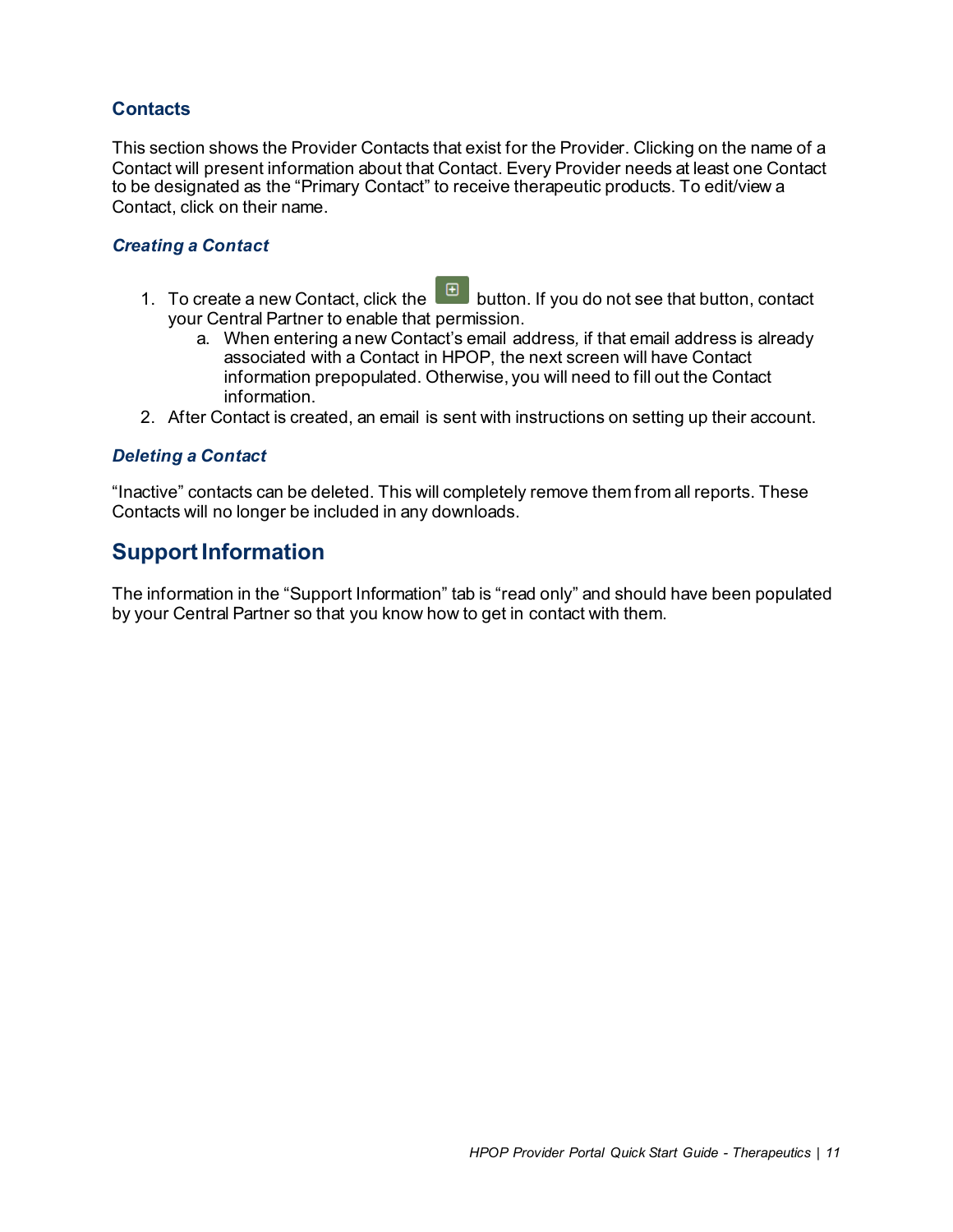### Contacts

This section shows the Provider Contacts that exist for the Provider. Clicking on the name of a Contact will present information about that Contact. Every Provider needs at least one Contact to be designated as the "Primary Contact" to receive therapeutic products. To edit/view a Contact, click on their name.

#### *Creating a Contact*

1. To create a new Contact, click the ⊞ button. If you do not see that button, contact your Central Partner to enable that permission.
   a. When entering a new Contact's email address, if that email address is already associated with a Contact in HPOP, the next screen will have Contact information prepopulated. Otherwise, you will need to fill out the Contact information.
2. After Contact is created, an email is sent with instructions on setting up their account.

#### *Deleting a Contact*

"Inactive" contacts can be deleted. This will completely remove them from all reports. These Contacts will no longer be included in any downloads.

## Support Information

The information in the "Support Information" tab is "read only" and should have been populated by your Central Partner so that you know how to get in contact with them.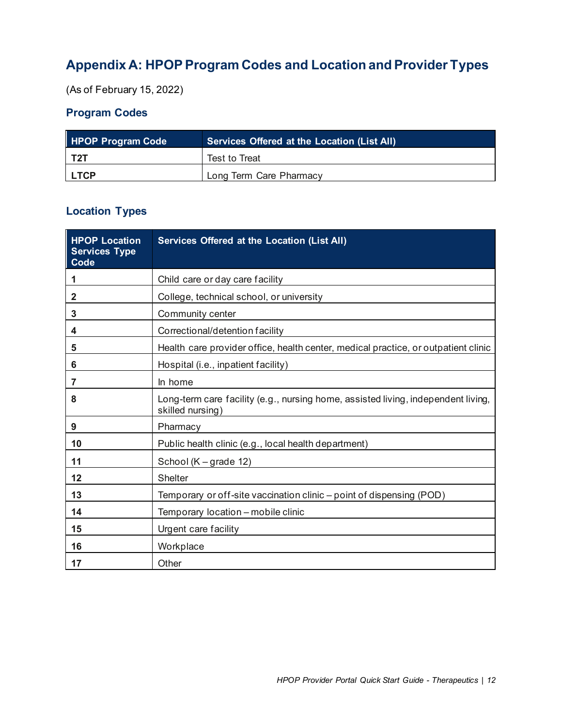## Appendix A: HPOP Program Codes and Location and Provider Types

(As of February 15, 2022)

### Program Codes

| HPOP Program Code | Services Offered at the Location (List All) |
|---|---|
| **T2T** | Test to Treat |
| **LTCP** | Long Term Care Pharmacy |

### Location Types

| HPOP Location Services Type Code | Services Offered at the Location (List All) |
|---|---|
| **1** | Child care or day care facility |
| **2** | College, technical school, or university |
| **3** | Community center |
| **4** | Correctional/detention facility |
| **5** | Health care provider office, health center, medical practice, or outpatient clinic |
| **6** | Hospital (i.e., inpatient facility) |
| **7** | In home |
| **8** | Long-term care facility (e.g., nursing home, assisted living, independent living, skilled nursing) |
| **9** | Pharmacy |
| **10** | Public health clinic (e.g., local health department) |
| **11** | School (K – grade 12) |
| **12** | Shelter |
| **13** | Temporary or off-site vaccination clinic – point of dispensing (POD) |
| **14** | Temporary location – mobile clinic |
| **15** | Urgent care facility |
| **16** | Workplace |
| **17** | Other |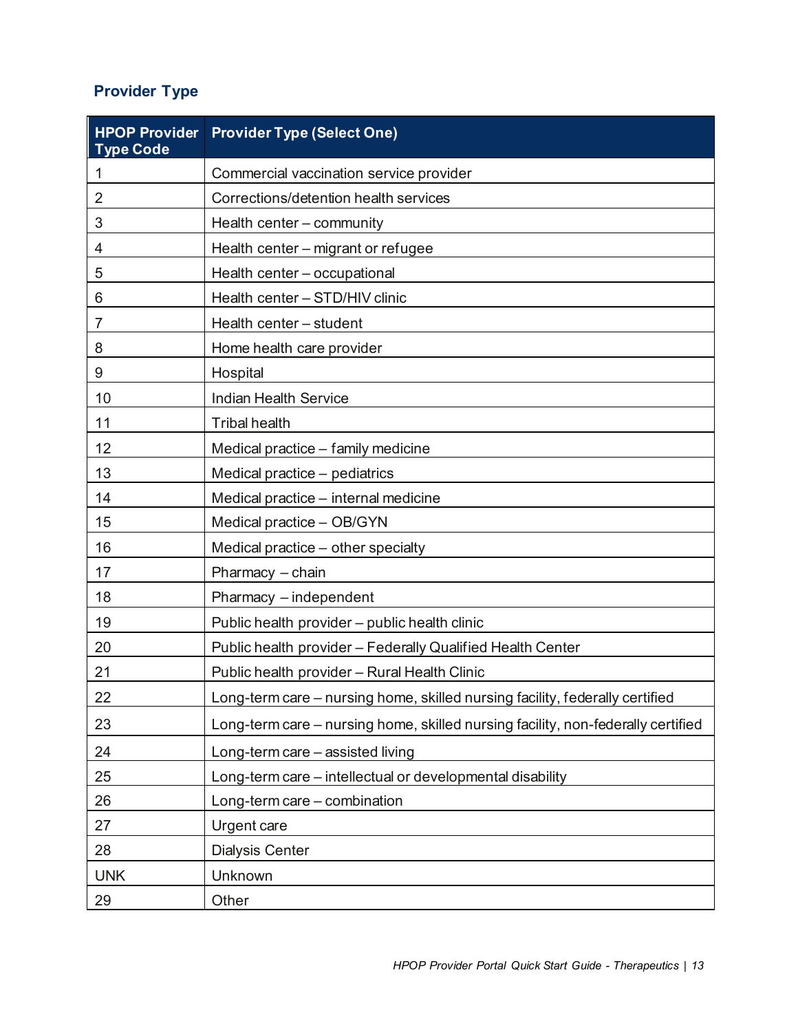### Provider Type

| HPOP Provider Type Code | Provider Type (Select One) |
|---|---|
| 1 | Commercial vaccination service provider |
| 2 | Corrections/detention health services |
| 3 | Health center – community |
| 4 | Health center – migrant or refugee |
| 5 | Health center – occupational |
| 6 | Health center – STD/HIV clinic |
| 7 | Health center – student |
| 8 | Home health care provider |
| 9 | Hospital |
| 10 | Indian Health Service |
| 11 | Tribal health |
| 12 | Medical practice – family medicine |
| 13 | Medical practice – pediatrics |
| 14 | Medical practice – internal medicine |
| 15 | Medical practice – OB/GYN |
| 16 | Medical practice – other specialty |
| 17 | Pharmacy – chain |
| 18 | Pharmacy – independent |
| 19 | Public health provider – public health clinic |
| 20 | Public health provider – Federally Qualified Health Center |
| 21 | Public health provider – Rural Health Clinic |
| 22 | Long-term care – nursing home, skilled nursing facility, federally certified |
| 23 | Long-term care – nursing home, skilled nursing facility, non-federally certified |
| 24 | Long-term care – assisted living |
| 25 | Long-term care – intellectual or developmental disability |
| 26 | Long-term care – combination |
| 27 | Urgent care |
| 28 | Dialysis Center |
| UNK | Unknown |
| 29 | Other |